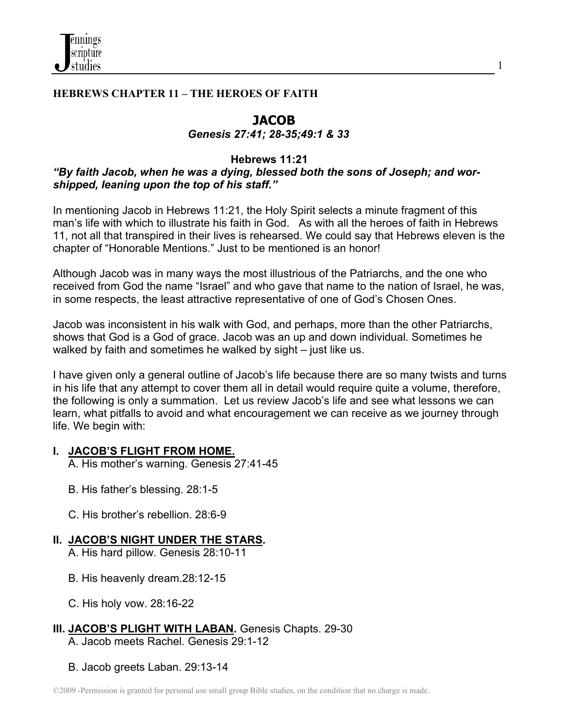**HEBREWS CHAPTER 11 – THE HEROES OF FAITH**

# JACOB

***Genesis 27:41; 28-35;49:1 & 33***

**Hebrews 11:21**

***"By faith Jacob, when he was a dying, blessed both the sons of Joseph; and worshipped, leaning upon the top of his staff."***

In mentioning Jacob in Hebrews 11:21, the Holy Spirit selects a minute fragment of this man's life with which to illustrate his faith in God. As with all the heroes of faith in Hebrews 11, not all that transpired in their lives is rehearsed. We could say that Hebrews eleven is the chapter of "Honorable Mentions." Just to be mentioned is an honor!

Although Jacob was in many ways the most illustrious of the Patriarchs, and the one who received from God the name "Israel" and who gave that name to the nation of Israel, he was, in some respects, the least attractive representative of one of God's Chosen Ones.

Jacob was inconsistent in his walk with God, and perhaps, more than the other Patriarchs, shows that God is a God of grace. Jacob was an up and down individual. Sometimes he walked by faith and sometimes he walked by sight – just like us.

I have given only a general outline of Jacob's life because there are so many twists and turns in his life that any attempt to cover them all in detail would require quite a volume, therefore, the following is only a summation. Let us review Jacob's life and see what lessons we can learn, what pitfalls to avoid and what encouragement we can receive as we journey through life. We begin with:

**I. JACOB'S FLIGHT FROM HOME.**

A. His mother's warning. Genesis 27:41-45

B. His father's blessing. 28:1-5

C. His brother's rebellion. 28:6-9

**II. JACOB'S NIGHT UNDER THE STARS.**

A. His hard pillow. Genesis 28:10-11

B. His heavenly dream.28:12-15

C. His holy vow. 28:16-22

**III. JACOB'S PLIGHT WITH LABAN.** Genesis Chapts. 29-30

A. Jacob meets Rachel. Genesis 29:1-12

B. Jacob greets Laban. 29:13-14

©2009 -Permission is granted for personal use small group Bible studies, on the condition that no charge is made.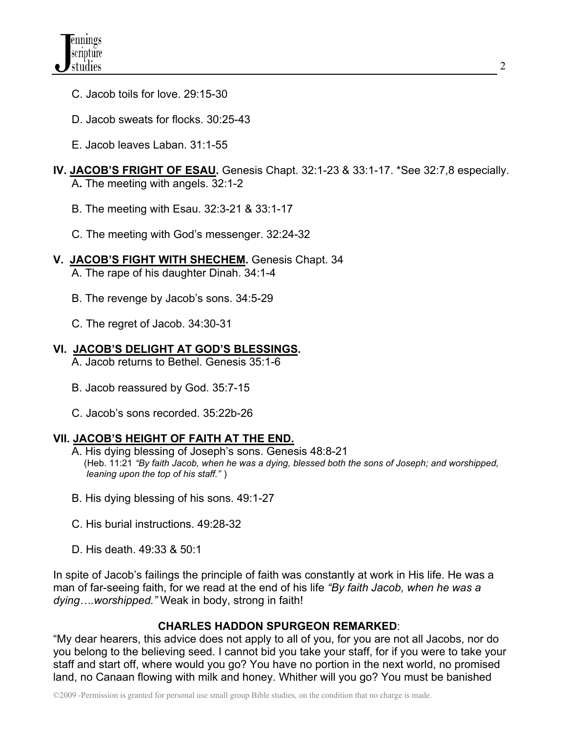C. Jacob toils for love. 29:15-30

D. Jacob sweats for flocks. 30:25-43

E. Jacob leaves Laban. 31:1-55

**IV. <u>JACOB'S FRIGHT OF ESAU</u>.** Genesis Chapt. 32:1-23 & 33:1-17. *See 32:7,8 especially.

A**.** The meeting with angels. 32:1-2

B. The meeting with Esau. 32:3-21 & 33:1-17

C. The meeting with God's messenger. 32:24-32

**V. <u>JACOB'S FIGHT WITH SHECHEM</u>.** Genesis Chapt. 34

A. The rape of his daughter Dinah. 34:1-4

B. The revenge by Jacob's sons. 34:5-29

C. The regret of Jacob. 34:30-31

**VI. <u>JACOB'S DELIGHT AT GOD'S BLESSINGS</u>.**

A. Jacob returns to Bethel. Genesis 35:1-6

B. Jacob reassured by God. 35:7-15

C. Jacob's sons recorded. 35:22b-26

**VII. <u>JACOB'S HEIGHT OF FAITH AT THE END.</u>**

A. His dying blessing of Joseph's sons. Genesis 48:8-21
(Heb. 11:21 *"By faith Jacob, when he was a dying, blessed both the sons of Joseph; and worshipped, leaning upon the top of his staff."* )

B. His dying blessing of his sons. 49:1-27

C. His burial instructions. 49:28-32

D. His death. 49:33 & 50:1

In spite of Jacob's failings the principle of faith was constantly at work in His life. He was a man of far-seeing faith, for we read at the end of his life *"By faith Jacob, when he was a dying….worshipped."* Weak in body, strong in faith!

**CHARLES HADDON SPURGEON REMARKED**:

"My dear hearers, this advice does not apply to all of you, for you are not all Jacobs, nor do you belong to the believing seed. I cannot bid you take your staff, for if you were to take your staff and start off, where would you go? You have no portion in the next world, no promised land, no Canaan flowing with milk and honey. Whither will you go? You must be banished

©2009 -Permission is granted for personal use small group Bible studies, on the condition that no charge is made.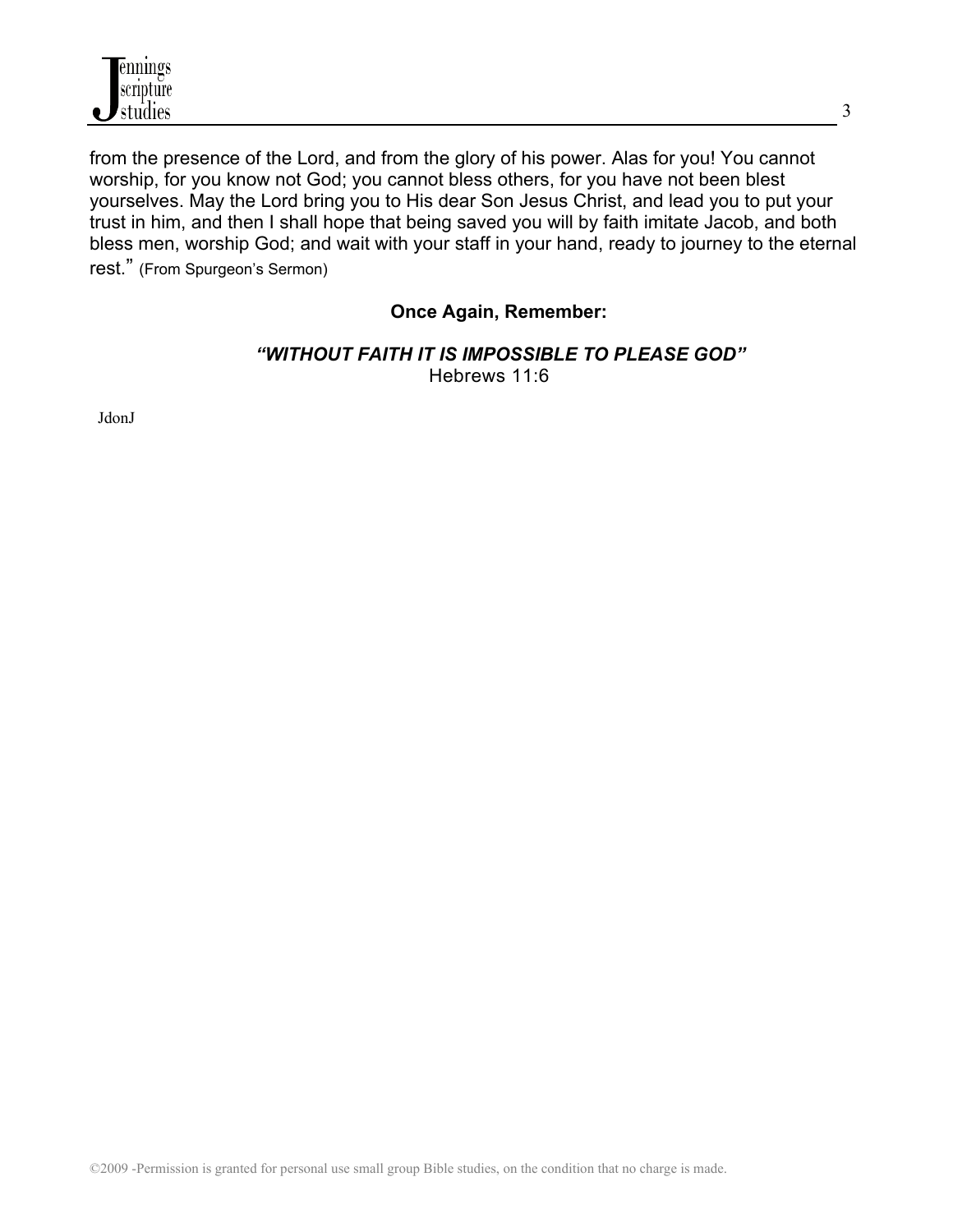from the presence of the Lord, and from the glory of his power. Alas for you! You cannot worship, for you know not God; you cannot bless others, for you have not been blest yourselves. May the Lord bring you to His dear Son Jesus Christ, and lead you to put your trust in him, and then I shall hope that being saved you will by faith imitate Jacob, and both bless men, worship God; and wait with your staff in your hand, ready to journey to the eternal rest." (From Spurgeon's Sermon)

**Once Again, Remember:**

***"WITHOUT FAITH IT IS IMPOSSIBLE TO PLEASE GOD"***
Hebrews 11:6

JdonJ

©2009 -Permission is granted for personal use small group Bible studies, on the condition that no charge is made.